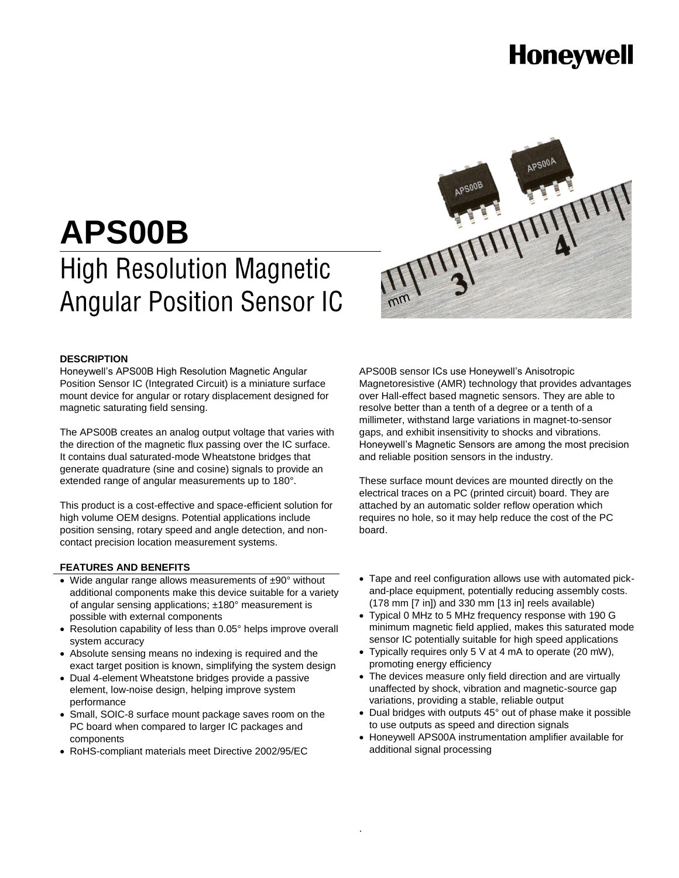Honeywell

# APS00B

## High Resolution Magnetic Angular Position Sensor IC

### DESCRIPTION

Honeywell's APS00B High Resolution Magnetic Angular Position Sensor IC (Integrated Circuit) is a miniature surface mount device for angular or rotary displacement designed for magnetic saturating field sensing.

The APS00B creates an analog output voltage that varies with the direction of the magnetic flux passing over the IC surface. It contains dual saturated-mode Wheatstone bridges that generate quadrature (sine and cosine) signals to provide an extended range of angular measurements up to 180°.

This product is a cost-effective and space-efficient solution for high volume OEM designs. Potential applications include position sensing, rotary speed and angle detection, and non-contact precision location measurement systems.

APS00B sensor ICs use Honeywell's Anisotropic Magnetoresistive (AMR) technology that provides advantages over Hall-effect based magnetic sensors. They are able to resolve better than a tenth of a degree or a tenth of a millimeter, withstand large variations in magnet-to-sensor gaps, and exhibit insensitivity to shocks and vibrations. Honeywell's Magnetic Sensors are among the most precision and reliable position sensors in the industry.

These surface mount devices are mounted directly on the electrical traces on a PC (printed circuit) board. They are attached by an automatic solder reflow operation which requires no hole, so it may help reduce the cost of the PC board.

### FEATURES AND BENEFITS

- Wide angular range allows measurements of ±90° without additional components make this device suitable for a variety of angular sensing applications; ±180° measurement is possible with external components
- Resolution capability of less than 0.05° helps improve overall system accuracy
- Absolute sensing means no indexing is required and the exact target position is known, simplifying the system design
- Dual 4-element Wheatstone bridges provide a passive element, low-noise design, helping improve system performance
- Small, SOIC-8 surface mount package saves room on the PC board when compared to larger IC packages and components
- RoHS-compliant materials meet Directive 2002/95/EC
- Tape and reel configuration allows use with automated pick-and-place equipment, potentially reducing assembly costs. (178 mm [7 in]) and 330 mm [13 in] reels available)
- Typical 0 MHz to 5 MHz frequency response with 190 G minimum magnetic field applied, makes this saturated mode sensor IC potentially suitable for high speed applications
- Typically requires only 5 V at 4 mA to operate (20 mW), promoting energy efficiency
- The devices measure only field direction and are virtually unaffected by shock, vibration and magnetic-source gap variations, providing a stable, reliable output
- Dual bridges with outputs 45° out of phase make it possible to use outputs as speed and direction signals
- Honeywell APS00A instrumentation amplifier available for additional signal processing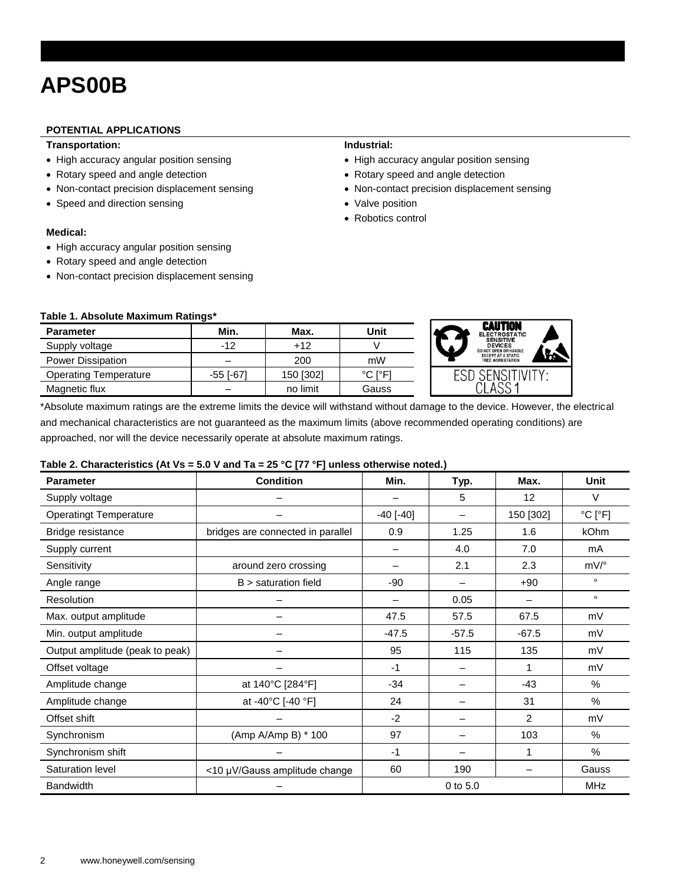# APS00B

**POTENTIAL APPLICATIONS**

**Transportation:**

- High accuracy angular position sensing
- Rotary speed and angle detection
- Non-contact precision displacement sensing
- Speed and direction sensing

**Industrial:**

- High accuracy angular position sensing
- Rotary speed and angle detection
- Non-contact precision displacement sensing
- Valve position
- Robotics control

**Medical:**

- High accuracy angular position sensing
- Rotary speed and angle detection
- Non-contact precision displacement sensing

**Table 1. Absolute Maximum Ratings***

| Parameter | Min. | Max. | Unit |
|---|---|---|---|
| Supply voltage | -12 | +12 | V |
| Power Dissipation | – | 200 | mW |
| Operating Temperature | -55 [-67] | 150 [302] | °C [°F] |
| Magnetic flux | – | no limit | Gauss |

CAUTION ELECTROSTATIC SENSITIVE DEVICES DO NOT OPEN OR HANDLE EXCEPT AT A STATIC FREE WORKSTATION

ESD SENSITIVITY: CLASS 1

*Absolute maximum ratings are the extreme limits the device will withstand without damage to the device. However, the electrical and mechanical characteristics are not guaranteed as the maximum limits (above recommended operating conditions) are approached, nor will the device necessarily operate at absolute maximum ratings.

**Table 2. Characteristics (At Vs = 5.0 V and Ta = 25 °C [77 °F] unless otherwise noted.)**

| Parameter | Condition | Min. | Typ. | Max. | Unit |
|---|---|---|---|---|---|
| Supply voltage | – | – | 5 | 12 | V |
| Operatingt Temperature | – | -40 [-40] | – | 150 [302] | °C [°F] |
| Bridge resistance | bridges are connected in parallel | 0.9 | 1.25 | 1.6 | kOhm |
| Supply current | | – | 4.0 | 7.0 | mA |
| Sensitivity | around zero crossing | – | 2.1 | 2.3 | mV/° |
| Angle range | B > saturation field | -90 | – | +90 | ° |
| Resolution | – | – | 0.05 | – | ° |
| Max. output amplitude | – | 47.5 | 57.5 | 67.5 | mV |
| Min. output amplitude | – | -47.5 | -57.5 | -67.5 | mV |
| Output amplitude (peak to peak) | – | 95 | 115 | 135 | mV |
| Offset voltage | – | -1 | – | 1 | mV |
| Amplitude change | at 140°C [284°F] | -34 | – | -43 | % |
| Amplitude change | at -40°C [-40 °F] | 24 | – | 31 | % |
| Offset shift | – | -2 | – | 2 | mV |
| Synchronism | (Amp A/Amp B) * 100 | 97 | – | 103 | % |
| Synchronism shift | – | -1 | – | 1 | % |
| Saturation level | <10 µV/Gauss amplitude change | 60 | 190 | – | Gauss |
| Bandwidth | – | 0 to 5.0 | | | MHz |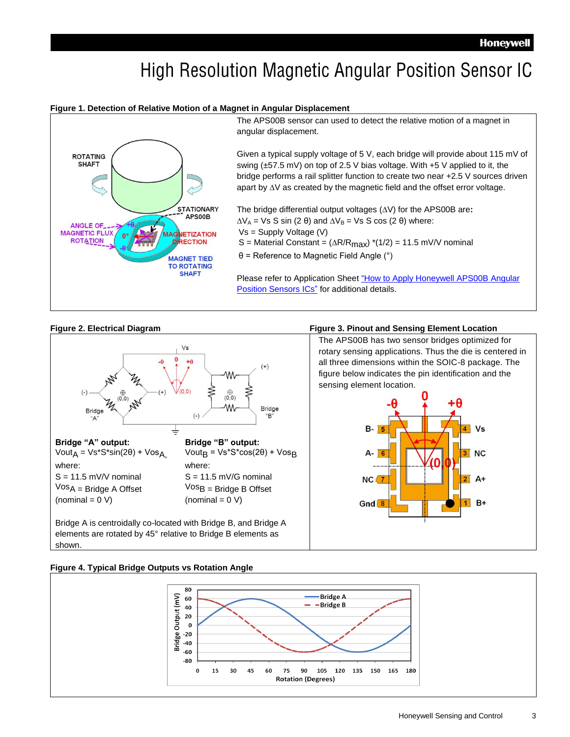# High Resolution Magnetic Angular Position Sensor IC

**Figure 1. Detection of Relative Motion of a Magnet in Angular Displacement**

The APS00B sensor can used to detect the relative motion of a magnet in angular displacement.

Given a typical supply voltage of 5 V, each bridge will provide about 115 mV of swing (±57.5 mV) on top of 2.5 V bias voltage. With +5 V applied to it, the bridge performs a rail splitter function to create two near +2.5 V sources driven apart by $\Delta V$ as created by the magnetic field and the offset error voltage.

The bridge differential output voltages ($\Delta V$) for the APS00B are**:**
$\Delta V_A$ = Vs S sin (2 θ) and $\Delta V_B$ = Vs S cos (2 θ) where:
Vs = Supply Voltage (V)
S = Material Constant = $(\Delta R/R_{max})$ *(1/2) = 11.5 mV/V nominal
θ = Reference to Magnetic Field Angle (°)

Please refer to Application Sheet “How to Apply Honeywell APS00B Angular Position Sensors ICs” for additional details.

**Figure 2. Electrical Diagram**

**Bridge “A” output:**
$Vout_A = Vs*S*\sin(2\theta) + Vos_A$,
where:
S = 11.5 mV/V nominal
$Vos_A$ = Bridge A Offset
(nominal = 0 V)

**Bridge “B” output:**
$Vout_B = Vs*S*\cos(2\theta) + Vos_B$
where:
S = 11.5 mV/G nominal
$Vos_B$ = Bridge B Offset
(nominal = 0 V)

Bridge A is centroidally co-located with Bridge B, and Bridge A elements are rotated by 45° relative to Bridge B elements as shown.

**Figure 3. Pinout and Sensing Element Location**

The APS00B has two sensor bridges optimized for rotary sensing applications. Thus the die is centered in all three dimensions within the SOIC-8 package. The figure below indicates the pin identification and the sensing element location.

**Figure 4. Typical Bridge Outputs vs Rotation Angle**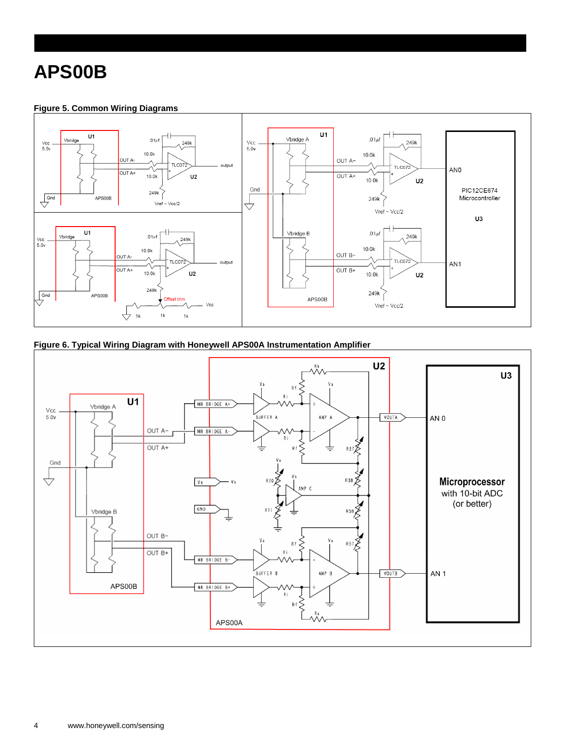# APS00B

**Figure 5. Common Wiring Diagrams**

**Figure 6. Typical Wiring Diagram with Honeywell APS00A Instrumentation Amplifier**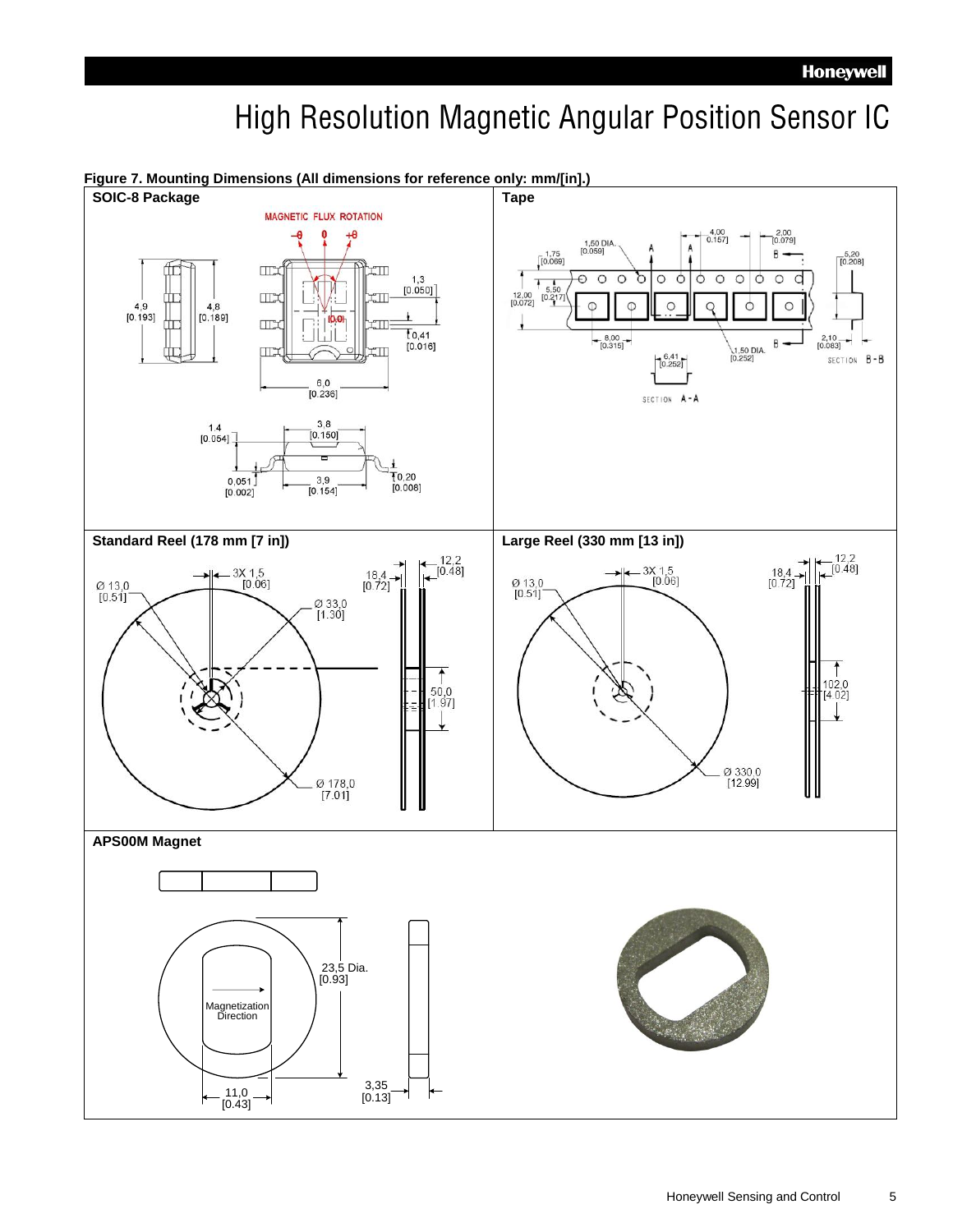**Figure 7. Mounting Dimensions (All dimensions for reference only: mm/[in].)**

**SOIC-8 Package**

MAGNETIC FLUX ROTATION

−θ 0 +θ

4,9 [0.193]

4,8 [0.189]

1,3 [0.050]

0,41 [0.016]

6,0 [0.236]

1.4 [0.054]

3.8 [0.150]

0.051 [0.002]

3,9 [0.154]

0,20 [0.008]

**Tape**

1,50 DIA. [0.059]

4,00 [0.157]

2,00 [0.079]

1,75 [0.069]

5,20 [0.208]

12,00 [0.072]

5,50 [0.217]

8,00 [0.315]

6,41 [0.252]

1,50 DIA. [0.252]

2,10 [0.083]

SECTION A-A

SECTION B-B

**Standard Reel (178 mm [7 in])**

3X 1,5 [0.06]

Ø 13,0 [0.51]

Ø 33,0 [1.30]

18,4 [0.72]

12.2 [0.48]

50,0 [1.97]

Ø 178,0 [7.01]

**Large Reel (330 mm [13 in])**

3X 1,5 [0.06]

Ø 13,0 [0.51]

18,4 [0.72]

12.2 [0.48]

102,0 [4.02]

Ø 330,0 [12.99]

**APS00M Magnet**

23,5 Dia. [0.93]

Magnetization Direction

11,0 [0.43]

3,35 [0.13]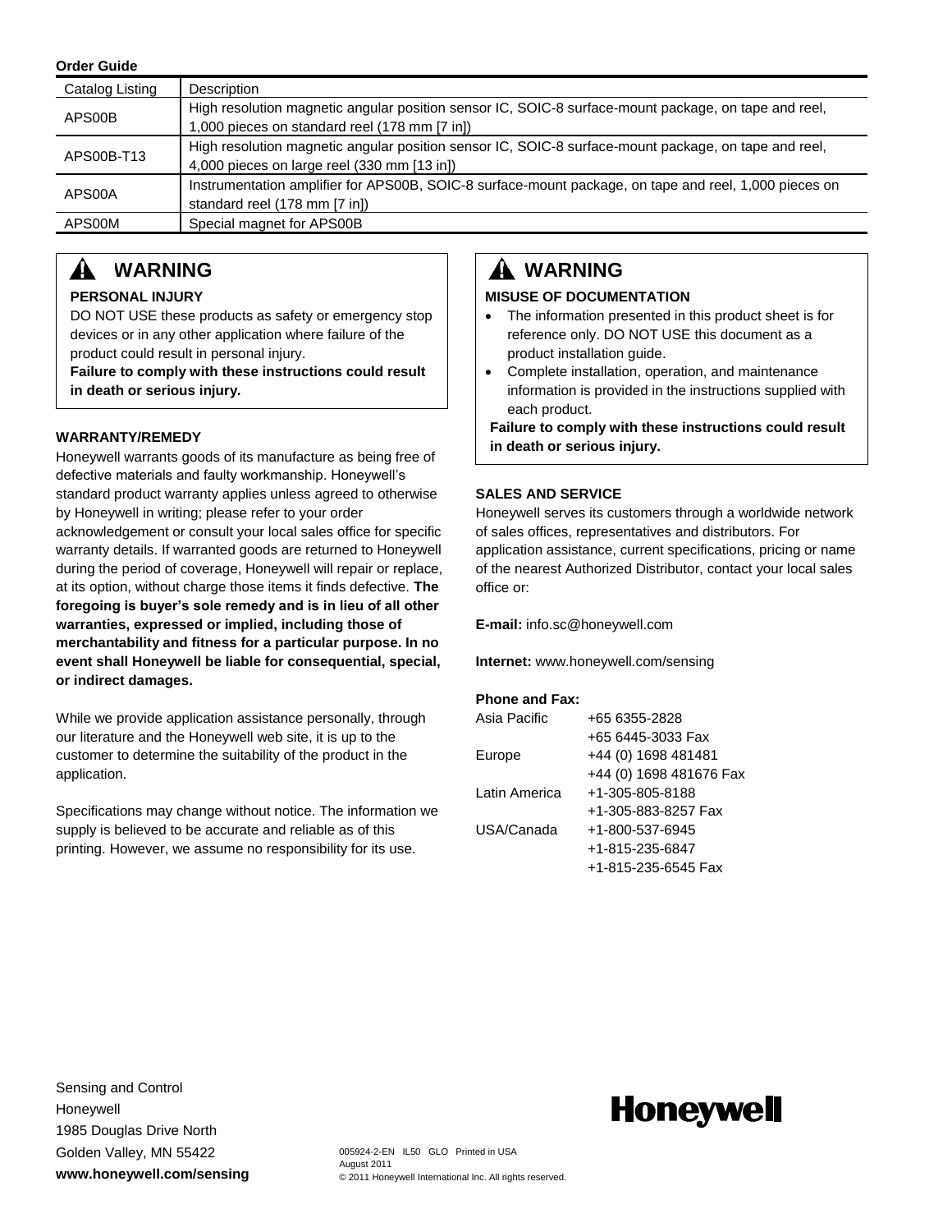**Order Guide**

| Catalog Listing | Description |
|---|---|
| APS00B | High resolution magnetic angular position sensor IC, SOIC-8 surface-mount package, on tape and reel, 1,000 pieces on standard reel (178 mm [7 in]) |
| APS00B-T13 | High resolution magnetic angular position sensor IC, SOIC-8 surface-mount package, on tape and reel, 4,000 pieces on large reel (330 mm [13 in]) |
| APS00A | Instrumentation amplifier for APS00B, SOIC-8 surface-mount package, on tape and reel, 1,000 pieces on standard reel (178 mm [7 in]) |
| APS00M | Special magnet for APS00B |

## ⚠ WARNING

**PERSONAL INJURY**

DO NOT USE these products as safety or emergency stop devices or in any other application where failure of the product could result in personal injury.

**Failure to comply with these instructions could result in death or serious injury.**

**WARRANTY/REMEDY**

Honeywell warrants goods of its manufacture as being free of defective materials and faulty workmanship. Honeywell's standard product warranty applies unless agreed to otherwise by Honeywell in writing; please refer to your order acknowledgement or consult your local sales office for specific warranty details. If warranted goods are returned to Honeywell during the period of coverage, Honeywell will repair or replace, at its option, without charge those items it finds defective. **The foregoing is buyer's sole remedy and is in lieu of all other warranties, expressed or implied, including those of merchantability and fitness for a particular purpose. In no event shall Honeywell be liable for consequential, special, or indirect damages.**

While we provide application assistance personally, through our literature and the Honeywell web site, it is up to the customer to determine the suitability of the product in the application.

Specifications may change without notice. The information we supply is believed to be accurate and reliable as of this printing. However, we assume no responsibility for its use.

## ⚠ WARNING

**MISUSE OF DOCUMENTATION**

- The information presented in this product sheet is for reference only. DO NOT USE this document as a product installation guide.
- Complete installation, operation, and maintenance information is provided in the instructions supplied with each product.

**Failure to comply with these instructions could result in death or serious injury.**

**SALES AND SERVICE**

Honeywell serves its customers through a worldwide network of sales offices, representatives and distributors. For application assistance, current specifications, pricing or name of the nearest Authorized Distributor, contact your local sales office or:

**E-mail:** info.sc@honeywell.com

**Internet:** www.honeywell.com/sensing

**Phone and Fax:**

| | |
|---|---|
| Asia Pacific | +65 6355-2828 |
| | +65 6445-3033 Fax |
| Europe | +44 (0) 1698 481481 |
| | +44 (0) 1698 481676 Fax |
| Latin America | +1-305-805-8188 |
| | +1-305-883-8257 Fax |
| USA/Canada | +1-800-537-6945 |
| | +1-815-235-6847 |
| | +1-815-235-6545 Fax |

Sensing and Control
Honeywell
1985 Douglas Drive North
Golden Valley, MN 55422
**www.honeywell.com/sensing**

005924-2-EN IL50 GLO Printed in USA
August 2011
© 2011 Honeywell International Inc. All rights reserved.

**Honeywell**